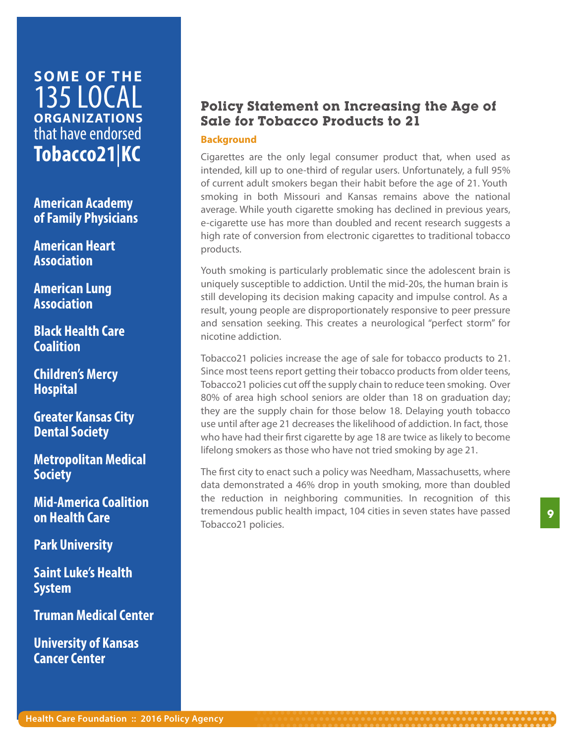## SOME OF THE 135 LOCAL ORGANIZATIONS that have endorsed Tobacco21|KC

**American Academy of Family Physicians**

**American Heart Association**

**American Lung Association**

**Black Health Care Coalition**

**Children's Mercy Hospital**

**Greater Kansas City Dental Society**

**Metropolitan Medical Society**

**Mid-America Coalition on Health Care**

**Park University**

**Saint Luke's Health System**

**Truman Medical Center**

**University of Kansas Cancer Center**

# Policy Statement on Increasing the Age of Sale for Tobacco Products to 21

### Background

Cigarettes are the only legal consumer product that, when used as intended, kill up to one-third of regular users. Unfortunately, a full 95% of current adult smokers began their habit before the age of 21. Youth smoking in both Missouri and Kansas remains above the national average. While youth cigarette smoking has declined in previous years, e-cigarette use has more than doubled and recent research suggests a high rate of conversion from electronic cigarettes to traditional tobacco products.

Youth smoking is particularly problematic since the adolescent brain is uniquely susceptible to addiction. Until the mid-20s, the human brain is still developing its decision making capacity and impulse control. As a result, young people are disproportionately responsive to peer pressure and sensation seeking. This creates a neurological "perfect storm" for nicotine addiction.

Tobacco21 policies increase the age of sale for tobacco products to 21. Since most teens report getting their tobacco products from older teens, Tobacco21 policies cut off the supply chain to reduce teen smoking. Over 80% of area high school seniors are older than 18 on graduation day; they are the supply chain for those below 18. Delaying youth tobacco use until after age 21 decreases the likelihood of addiction. In fact, those who have had their first cigarette by age 18 are twice as likely to become lifelong smokers as those who have not tried smoking by age 21.

The first city to enact such a policy was Needham, Massachusetts, where data demonstrated a 46% drop in youth smoking, more than doubled the reduction in neighboring communities. In recognition of this tremendous public health impact, 104 cities in seven states have passed Tobacco21 policies.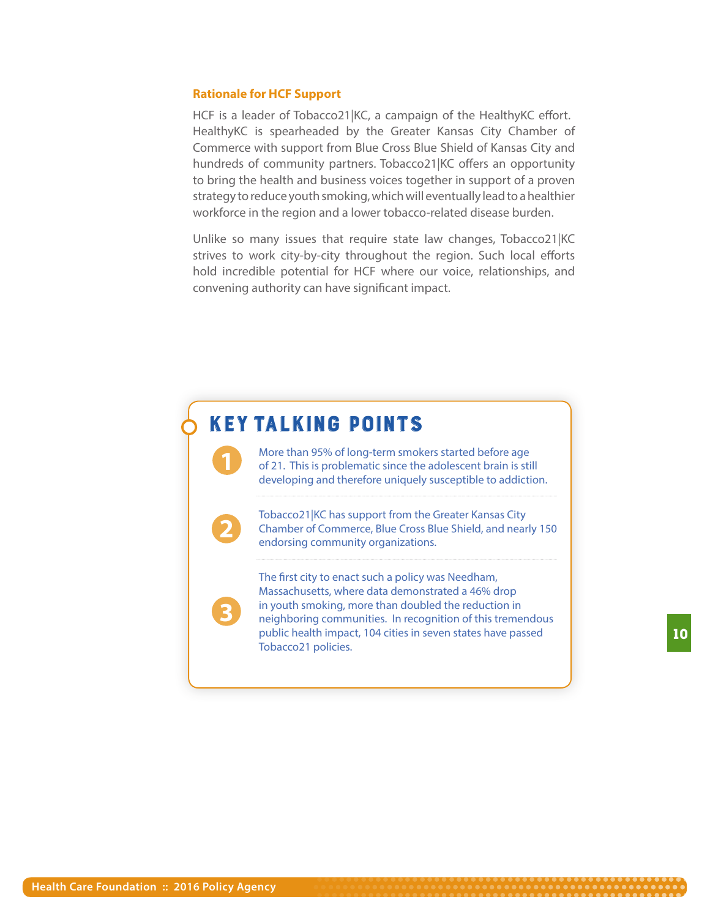### Rationale for HCF Support

HCF is a leader of Tobacco21|KC, a campaign of the HealthyKC effort. HealthyKC is spearheaded by the Greater Kansas City Chamber of Commerce with support from Blue Cross Blue Shield of Kansas City and hundreds of community partners. Tobacco21|KC offers an opportunity to bring the health and business voices together in support of a proven strategy to reduce youth smoking, which will eventually lead to a healthier workforce in the region and a lower tobacco-related disease burden.

Unlike so many issues that require state law changes, Tobacco21|KC strives to work city-by-city throughout the region. Such local efforts hold incredible potential for HCF where our voice, relationships, and convening authority can have significant impact.

## KEY TALKING POINTS

1. More than 95% of long-term smokers started before age of 21. This is problematic since the adolescent brain is still developing and therefore uniquely susceptible to addiction.

2. Tobacco21|KC has support from the Greater Kansas City Chamber of Commerce, Blue Cross Blue Shield, and nearly 150 endorsing community organizations.

3. The first city to enact such a policy was Needham, Massachusetts, where data demonstrated a 46% drop in youth smoking, more than doubled the reduction in neighboring communities. In recognition of this tremendous public health impact, 104 cities in seven states have passed Tobacco21 policies.